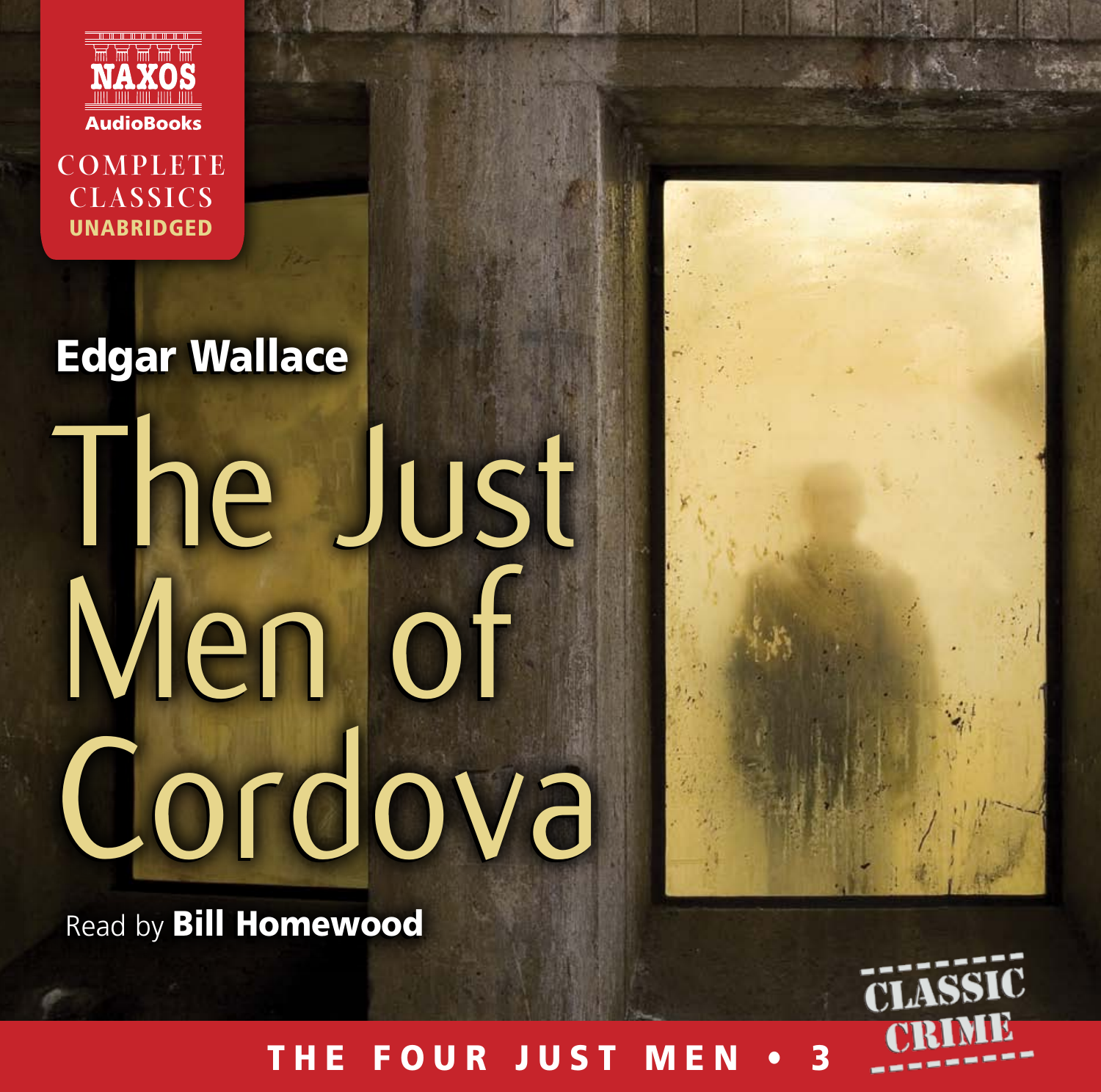NAXOS AudioBooks

COMPLETE CLASSICS UNABRIDGED

**Edgar Wallace**

# The Just Men of Cordova

Read by **Bill Homewood**

CLASSIC CRIME

THE FOUR JUST MEN • 3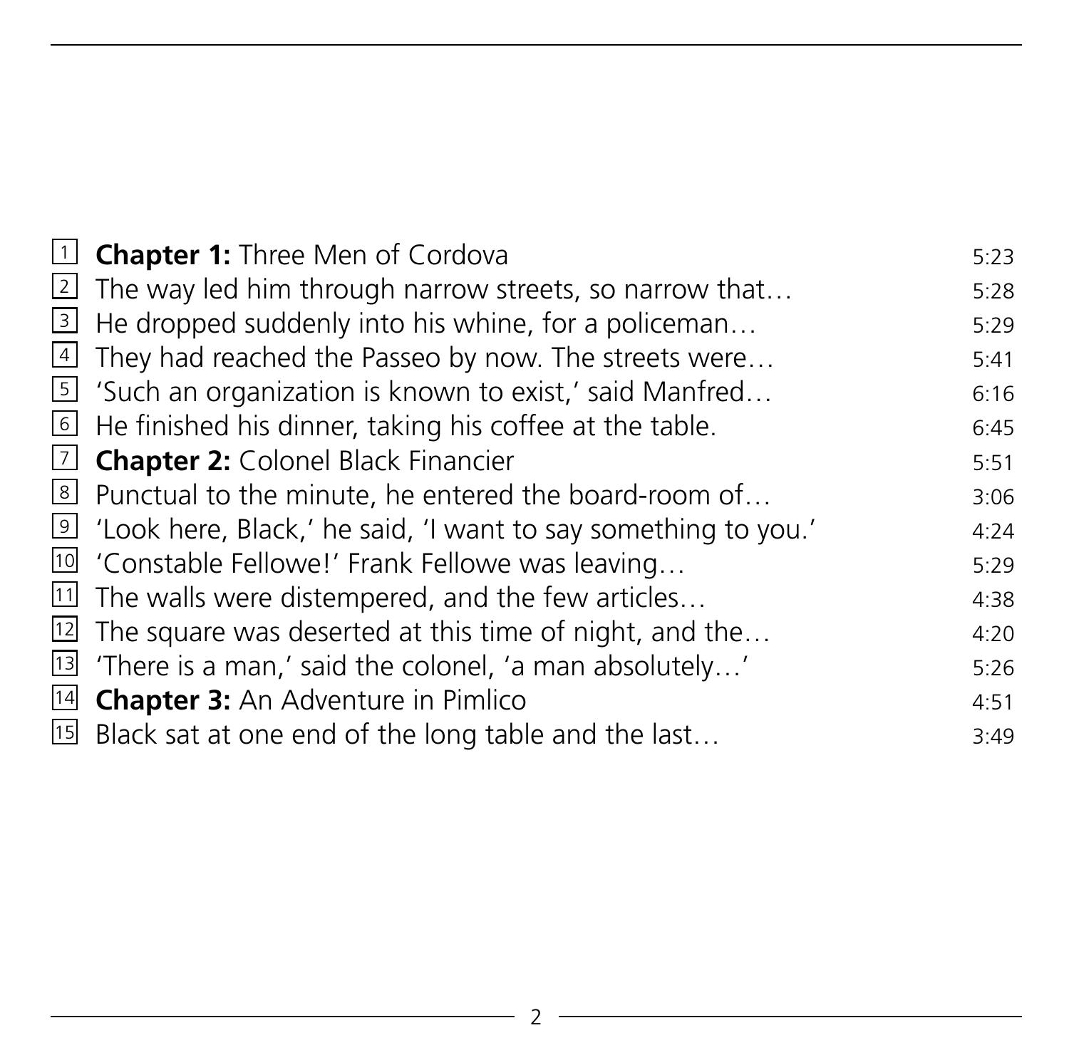| | | |
|---|---|---|
| 1 | **Chapter 1:** Three Men of Cordova | 5:23 |
| 2 | The way led him through narrow streets, so narrow that… | 5:28 |
| 3 | He dropped suddenly into his whine, for a policeman… | 5:29 |
| 4 | They had reached the Passeo by now. The streets were… | 5:41 |
| 5 | 'Such an organization is known to exist,' said Manfred… | 6:16 |
| 6 | He finished his dinner, taking his coffee at the table. | 6:45 |
| 7 | **Chapter 2:** Colonel Black Financier | 5:51 |
| 8 | Punctual to the minute, he entered the board-room of… | 3:06 |
| 9 | 'Look here, Black,' he said, 'I want to say something to you.' | 4:24 |
| 10 | 'Constable Fellowe!' Frank Fellowe was leaving… | 5:29 |
| 11 | The walls were distempered, and the few articles… | 4:38 |
| 12 | The square was deserted at this time of night, and the… | 4:20 |
| 13 | 'There is a man,' said the colonel, 'a man absolutely…' | 5:26 |
| 14 | **Chapter 3:** An Adventure in Pimlico | 4:51 |
| 15 | Black sat at one end of the long table and the last… | 3:49 |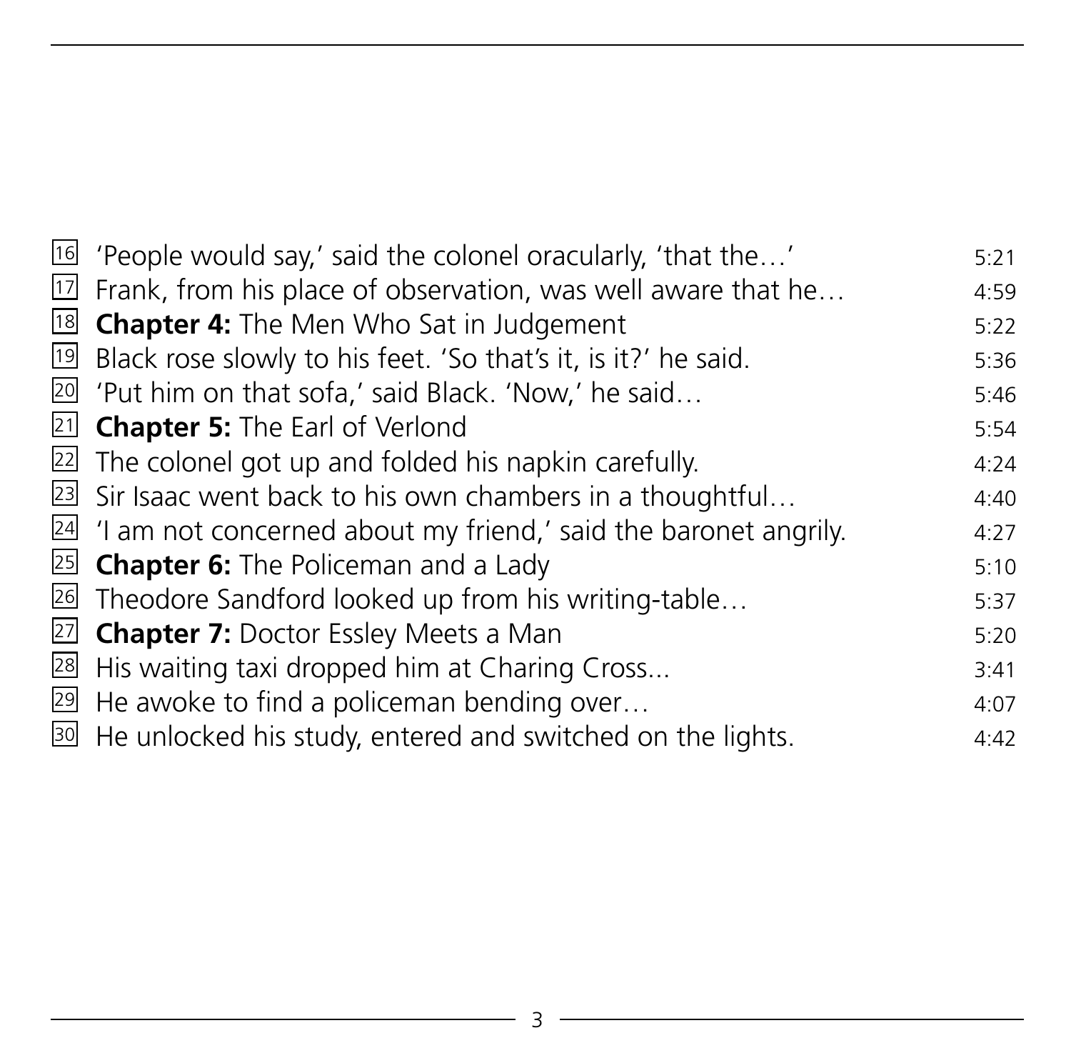| | | |
|---|---|---|
| 16 | 'People would say,' said the colonel oracularly, 'that the…' | 5:21 |
| 17 | Frank, from his place of observation, was well aware that he… | 4:59 |
| 18 | **Chapter 4:** The Men Who Sat in Judgement | 5:22 |
| 19 | Black rose slowly to his feet. 'So that's it, is it?' he said. | 5:36 |
| 20 | 'Put him on that sofa,' said Black. 'Now,' he said… | 5:46 |
| 21 | **Chapter 5:** The Earl of Verlond | 5:54 |
| 22 | The colonel got up and folded his napkin carefully. | 4:24 |
| 23 | Sir Isaac went back to his own chambers in a thoughtful… | 4:40 |
| 24 | 'I am not concerned about my friend,' said the baronet angrily. | 4:27 |
| 25 | **Chapter 6:** The Policeman and a Lady | 5:10 |
| 26 | Theodore Sandford looked up from his writing-table… | 5:37 |
| 27 | **Chapter 7:** Doctor Essley Meets a Man | 5:20 |
| 28 | His waiting taxi dropped him at Charing Cross... | 3:41 |
| 29 | He awoke to find a policeman bending over… | 4:07 |
| 30 | He unlocked his study, entered and switched on the lights. | 4:42 |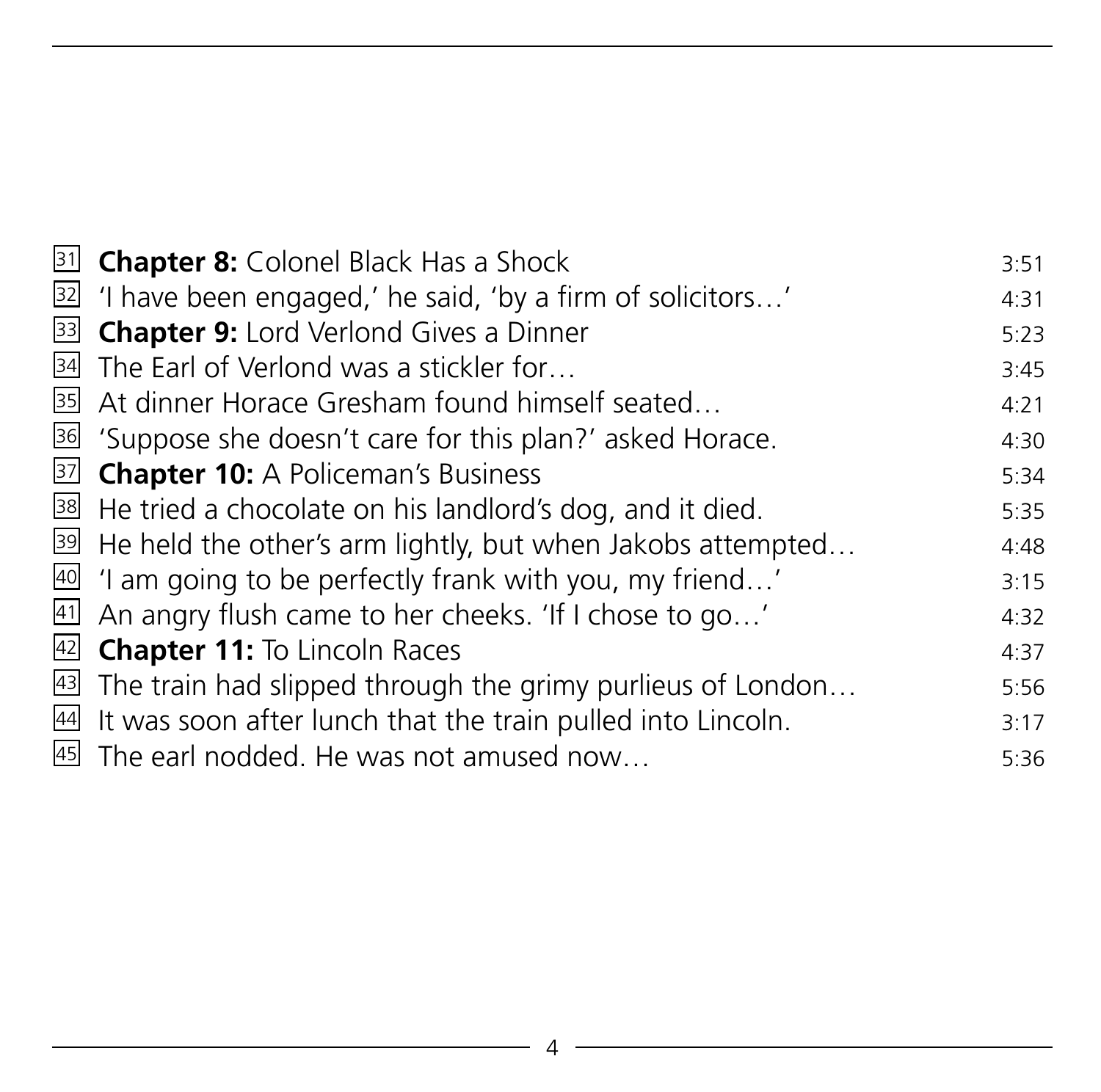| | | |
|---|---|---|
| 31 | **Chapter 8:** Colonel Black Has a Shock | 3:51 |
| 32 | 'I have been engaged,' he said, 'by a firm of solicitors…' | 4:31 |
| 33 | **Chapter 9:** Lord Verlond Gives a Dinner | 5:23 |
| 34 | The Earl of Verlond was a stickler for… | 3:45 |
| 35 | At dinner Horace Gresham found himself seated… | 4:21 |
| 36 | 'Suppose she doesn't care for this plan?' asked Horace. | 4:30 |
| 37 | **Chapter 10:** A Policeman's Business | 5:34 |
| 38 | He tried a chocolate on his landlord's dog, and it died. | 5:35 |
| 39 | He held the other's arm lightly, but when Jakobs attempted… | 4:48 |
| 40 | 'I am going to be perfectly frank with you, my friend…' | 3:15 |
| 41 | An angry flush came to her cheeks. 'If I chose to go…' | 4:32 |
| 42 | **Chapter 11:** To Lincoln Races | 4:37 |
| 43 | The train had slipped through the grimy purlieus of London… | 5:56 |
| 44 | It was soon after lunch that the train pulled into Lincoln. | 3:17 |
| 45 | The earl nodded. He was not amused now… | 5:36 |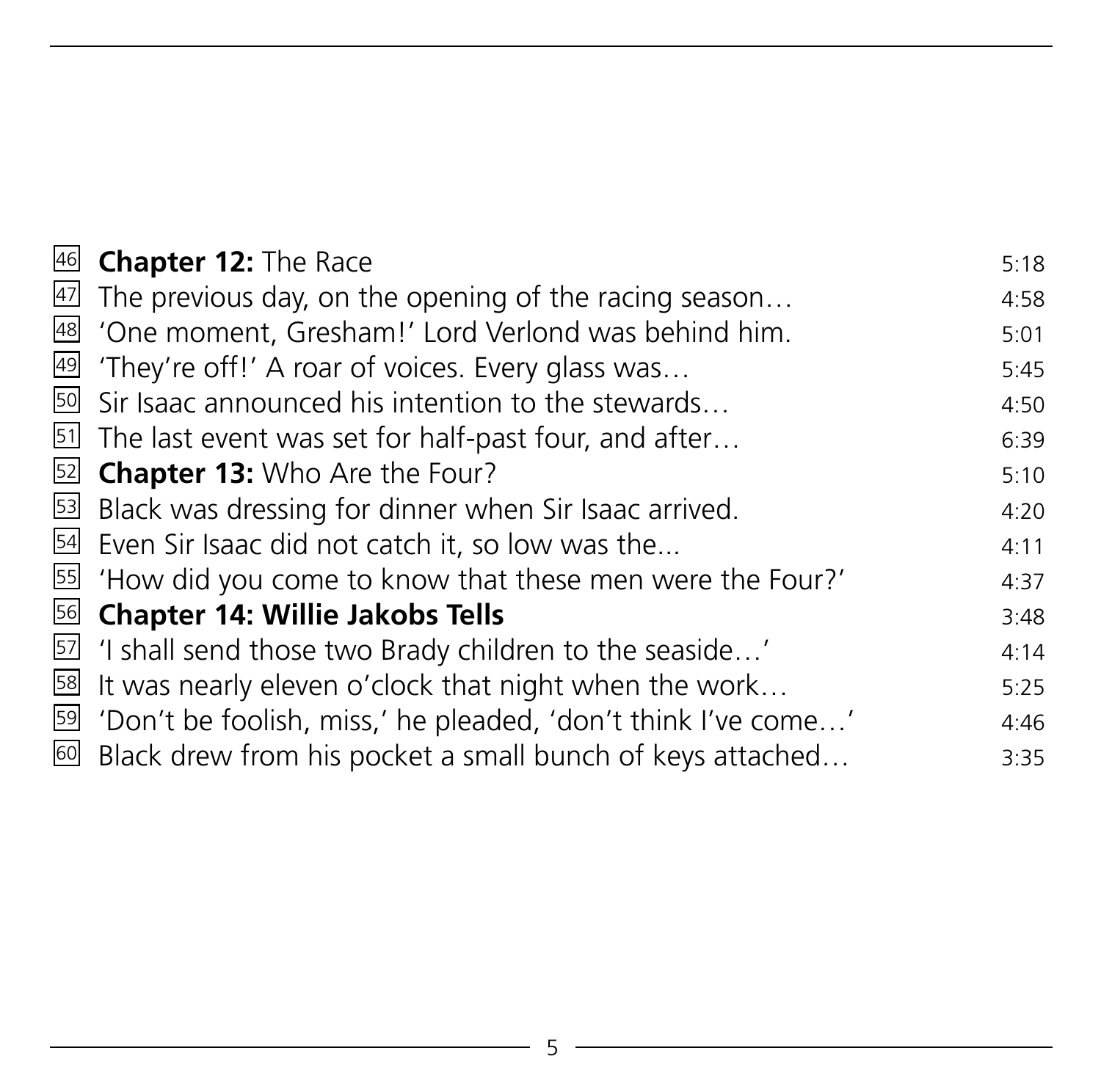| | | |
|---|---|---|
| 46 | **Chapter 12:** The Race | 5:18 |
| 47 | The previous day, on the opening of the racing season… | 4:58 |
| 48 | 'One moment, Gresham!' Lord Verlond was behind him. | 5:01 |
| 49 | 'They're off!' A roar of voices. Every glass was… | 5:45 |
| 50 | Sir Isaac announced his intention to the stewards… | 4:50 |
| 51 | The last event was set for half-past four, and after… | 6:39 |
| 52 | **Chapter 13:** Who Are the Four? | 5:10 |
| 53 | Black was dressing for dinner when Sir Isaac arrived. | 4:20 |
| 54 | Even Sir Isaac did not catch it, so low was the... | 4:11 |
| 55 | 'How did you come to know that these men were the Four?' | 4:37 |
| 56 | **Chapter 14: Willie Jakobs Tells** | 3:48 |
| 57 | 'I shall send those two Brady children to the seaside…' | 4:14 |
| 58 | It was nearly eleven o'clock that night when the work… | 5:25 |
| 59 | 'Don't be foolish, miss,' he pleaded, 'don't think I've come…' | 4:46 |
| 60 | Black drew from his pocket a small bunch of keys attached… | 3:35 |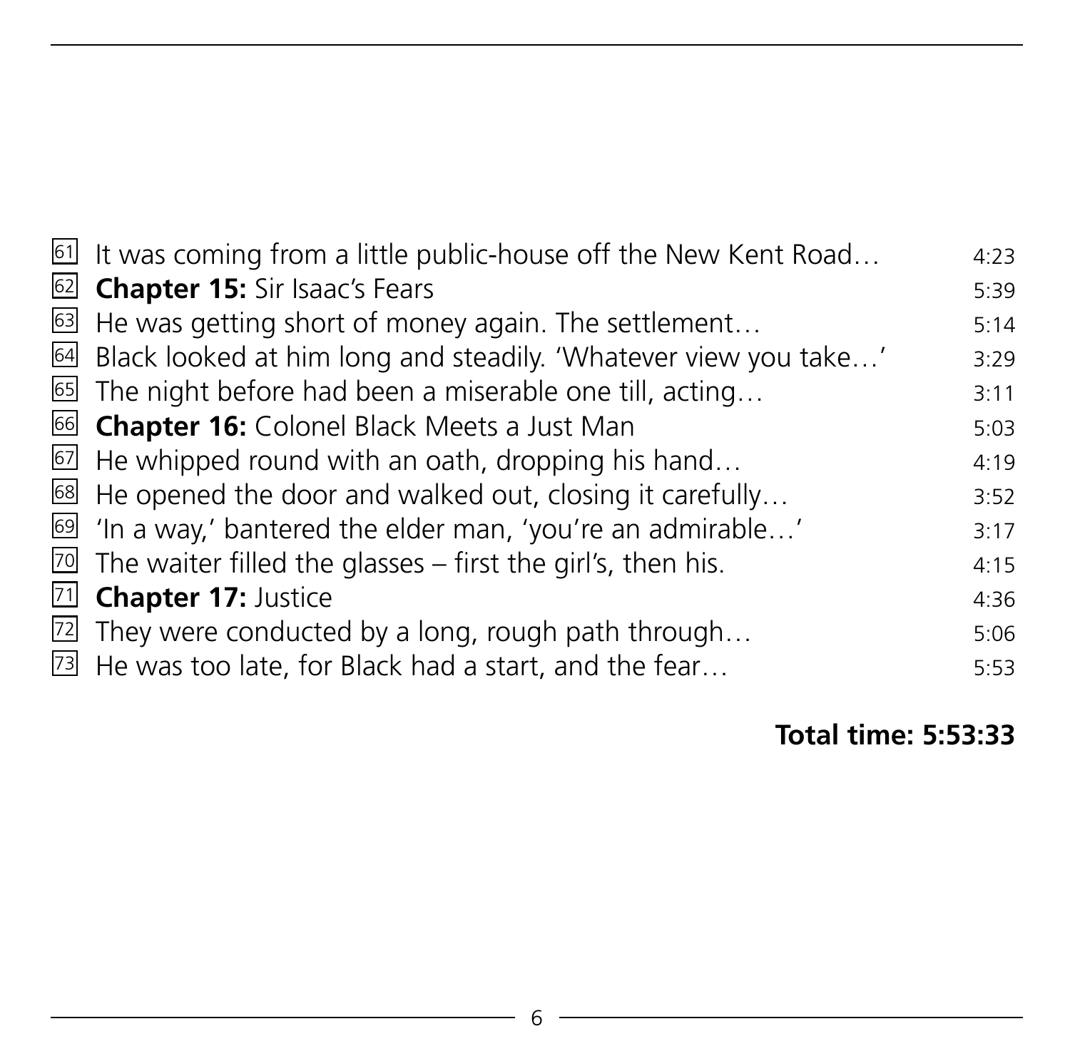| | | |
|---|---|---|
| 61 | It was coming from a little public-house off the New Kent Road… | 4:23 |
| 62 | **Chapter 15:** Sir Isaac's Fears | 5:39 |
| 63 | He was getting short of money again. The settlement… | 5:14 |
| 64 | Black looked at him long and steadily. 'Whatever view you take…' | 3:29 |
| 65 | The night before had been a miserable one till, acting… | 3:11 |
| 66 | **Chapter 16:** Colonel Black Meets a Just Man | 5:03 |
| 67 | He whipped round with an oath, dropping his hand… | 4:19 |
| 68 | He opened the door and walked out, closing it carefully… | 3:52 |
| 69 | 'In a way,' bantered the elder man, 'you're an admirable…' | 3:17 |
| 70 | The waiter filled the glasses – first the girl's, then his. | 4:15 |
| 71 | **Chapter 17:** Justice | 4:36 |
| 72 | They were conducted by a long, rough path through… | 5:06 |
| 73 | He was too late, for Black had a start, and the fear… | 5:53 |

**Total time: 5:53:33**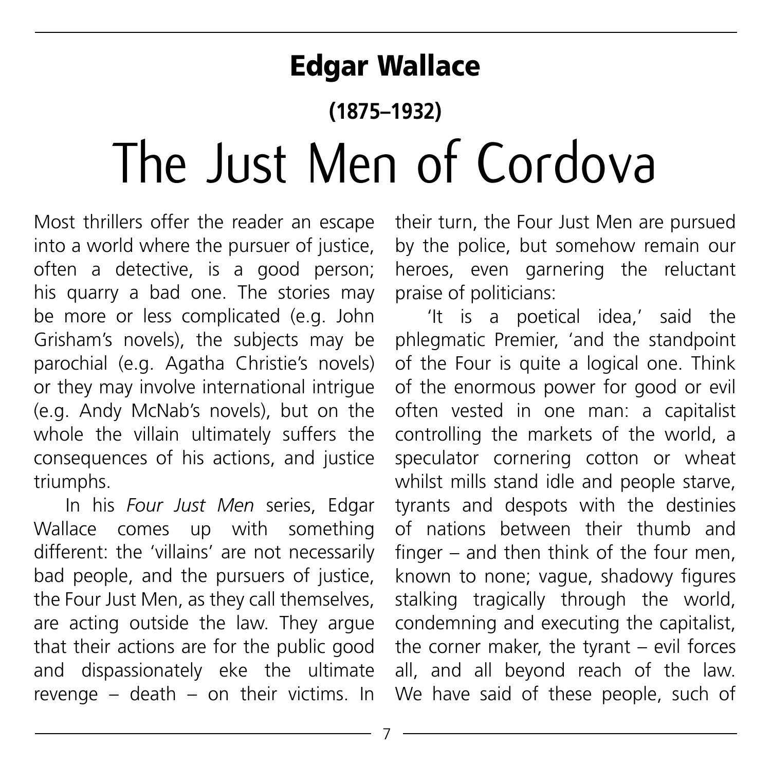## Edgar Wallace

### (1875–1932)

# The Just Men of Cordova

Most thrillers offer the reader an escape into a world where the pursuer of justice, often a detective, is a good person; his quarry a bad one. The stories may be more or less complicated (e.g. John Grisham's novels), the subjects may be parochial (e.g. Agatha Christie's novels) or they may involve international intrigue (e.g. Andy McNab's novels), but on the whole the villain ultimately suffers the consequences of his actions, and justice triumphs.

In his *Four Just Men* series, Edgar Wallace comes up with something different: the 'villains' are not necessarily bad people, and the pursuers of justice, the Four Just Men, as they call themselves, are acting outside the law. They argue that their actions are for the public good and dispassionately eke the ultimate revenge – death – on their victims. In their turn, the Four Just Men are pursued by the police, but somehow remain our heroes, even garnering the reluctant praise of politicians:

'It is a poetical idea,' said the phlegmatic Premier, 'and the standpoint of the Four is quite a logical one. Think of the enormous power for good or evil often vested in one man: a capitalist controlling the markets of the world, a speculator cornering cotton or wheat whilst mills stand idle and people starve, tyrants and despots with the destinies of nations between their thumb and finger – and then think of the four men, known to none; vague, shadowy figures stalking tragically through the world, condemning and executing the capitalist, the corner maker, the tyrant – evil forces all, and all beyond reach of the law. We have said of these people, such of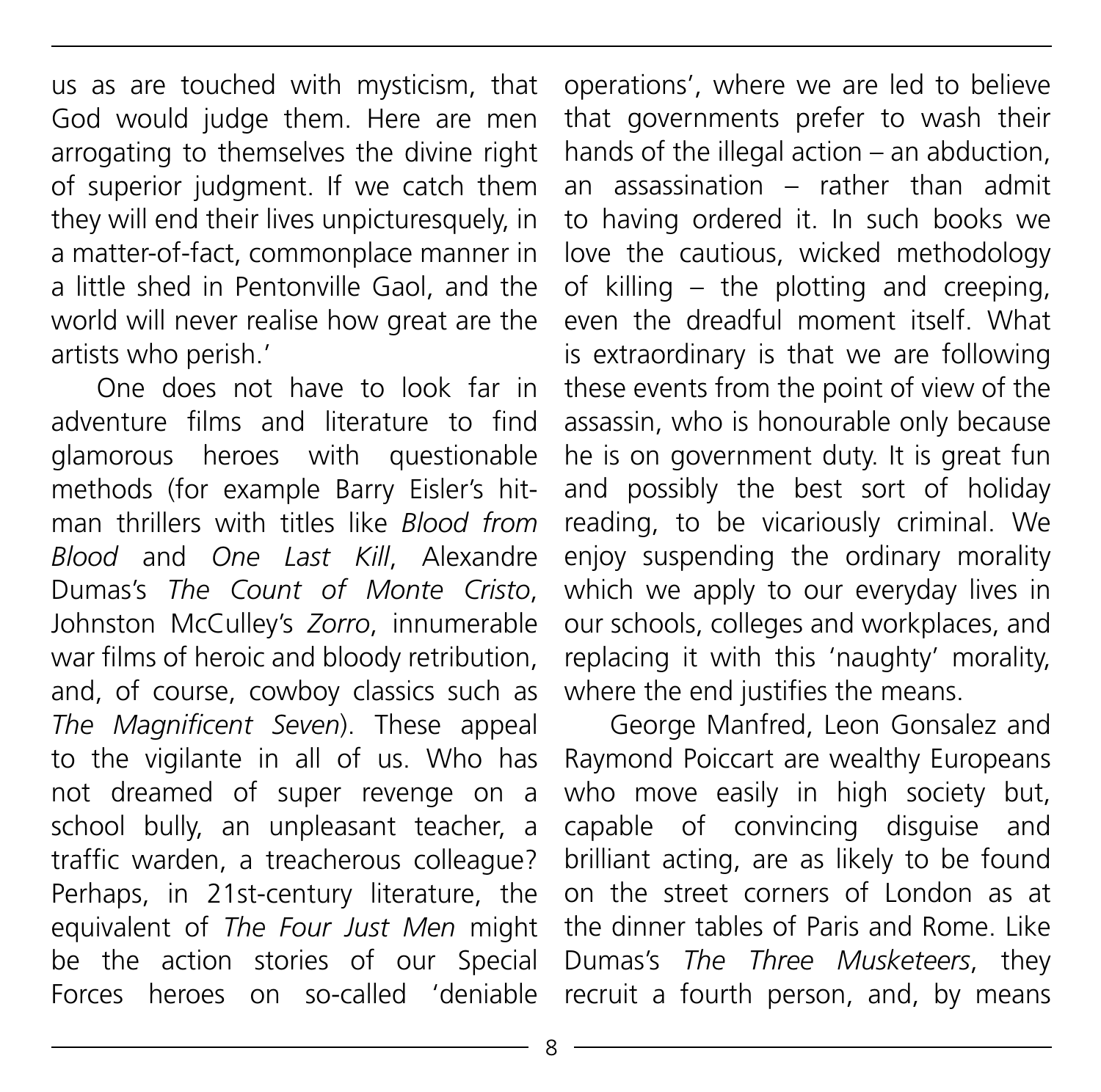us as are touched with mysticism, that God would judge them. Here are men arrogating to themselves the divine right of superior judgment. If we catch them they will end their lives unpicturesquely, in a matter-of-fact, commonplace manner in a little shed in Pentonville Gaol, and the world will never realise how great are the artists who perish.'

One does not have to look far in adventure films and literature to find glamorous heroes with questionable methods (for example Barry Eisler's hit-man thrillers with titles like *Blood from Blood* and *One Last Kill*, Alexandre Dumas's *The Count of Monte Cristo*, Johnston McCulley's *Zorro*, innumerable war films of heroic and bloody retribution, and, of course, cowboy classics such as *The Magnificent Seven*). These appeal to the vigilante in all of us. Who has not dreamed of super revenge on a school bully, an unpleasant teacher, a traffic warden, a treacherous colleague? Perhaps, in 21st-century literature, the equivalent of *The Four Just Men* might be the action stories of our Special Forces heroes on so-called 'deniable operations', where we are led to believe that governments prefer to wash their hands of the illegal action – an abduction, an assassination – rather than admit to having ordered it. In such books we love the cautious, wicked methodology of killing – the plotting and creeping, even the dreadful moment itself. What is extraordinary is that we are following these events from the point of view of the assassin, who is honourable only because he is on government duty. It is great fun and possibly the best sort of holiday reading, to be vicariously criminal. We enjoy suspending the ordinary morality which we apply to our everyday lives in our schools, colleges and workplaces, and replacing it with this 'naughty' morality, where the end justifies the means.

George Manfred, Leon Gonsalez and Raymond Poiccart are wealthy Europeans who move easily in high society but, capable of convincing disguise and brilliant acting, are as likely to be found on the street corners of London as at the dinner tables of Paris and Rome. Like Dumas's *The Three Musketeers*, they recruit a fourth person, and, by means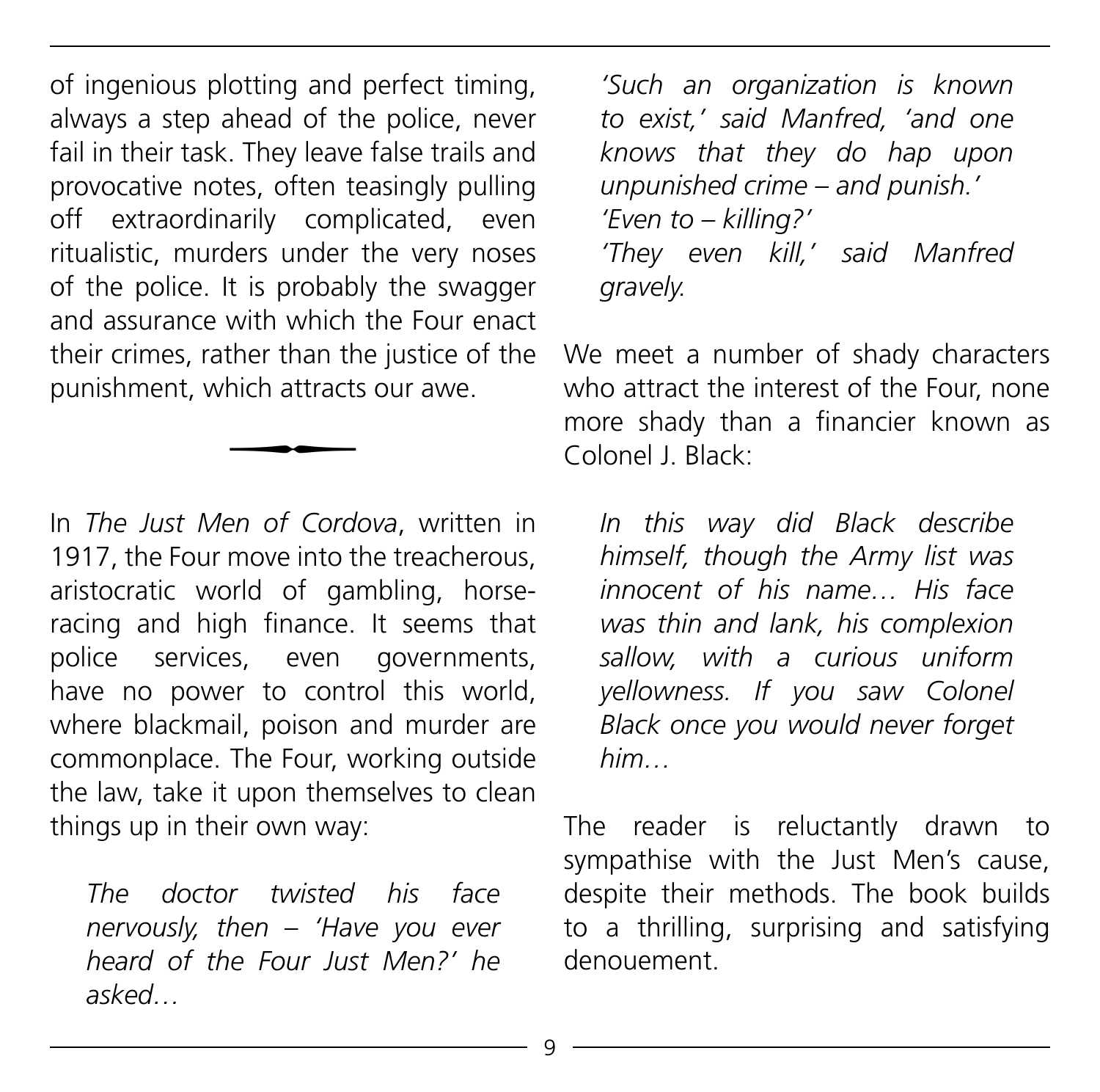of ingenious plotting and perfect timing, always a step ahead of the police, never fail in their task. They leave false trails and provocative notes, often teasingly pulling off extraordinarily complicated, even ritualistic, murders under the very noses of the police. It is probably the swagger and assurance with which the Four enact their crimes, rather than the justice of the punishment, which attracts our awe.

---

In *The Just Men of Cordova*, written in 1917, the Four move into the treacherous, aristocratic world of gambling, horse-racing and high finance. It seems that police services, even governments, have no power to control this world, where blackmail, poison and murder are commonplace. The Four, working outside the law, take it upon themselves to clean things up in their own way:

> *The doctor twisted his face nervously, then – 'Have you ever heard of the Four Just Men?' he asked…*
>
> *'Such an organization is known to exist,' said Manfred, 'and one knows that they do hap upon unpunished crime – and punish.'*
> *'Even to – killing?'*
> *'They even kill,' said Manfred gravely.*

We meet a number of shady characters who attract the interest of the Four, none more shady than a financier known as Colonel J. Black:

> *In this way did Black describe himself, though the Army list was innocent of his name… His face was thin and lank, his complexion sallow, with a curious uniform yellowness. If you saw Colonel Black once you would never forget him…*

The reader is reluctantly drawn to sympathise with the Just Men's cause, despite their methods. The book builds to a thrilling, surprising and satisfying denouement.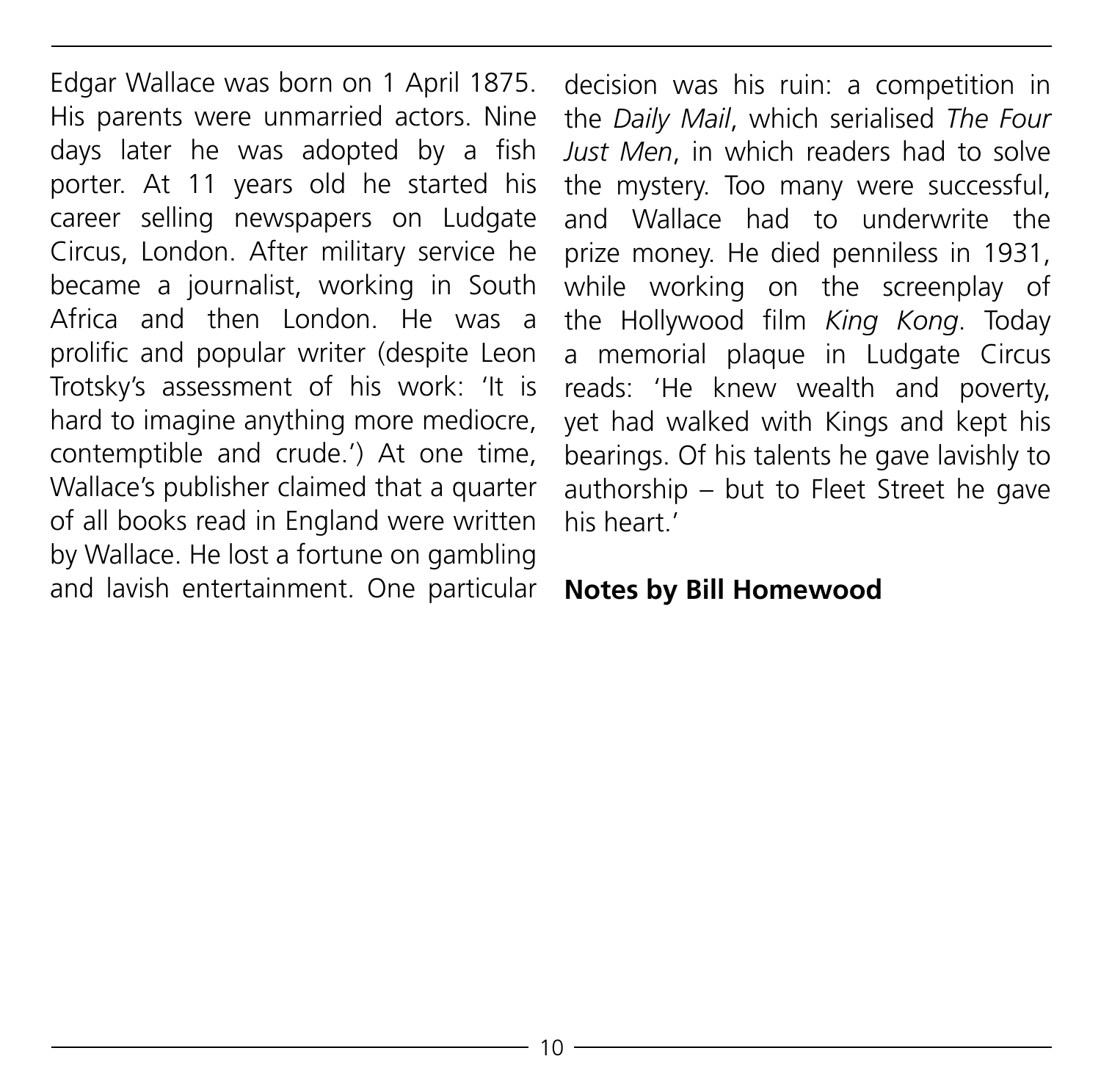Edgar Wallace was born on 1 April 1875. His parents were unmarried actors. Nine days later he was adopted by a fish porter. At 11 years old he started his career selling newspapers on Ludgate Circus, London. After military service he became a journalist, working in South Africa and then London. He was a prolific and popular writer (despite Leon Trotsky's assessment of his work: 'It is hard to imagine anything more mediocre, contemptible and crude.') At one time, Wallace's publisher claimed that a quarter of all books read in England were written by Wallace. He lost a fortune on gambling and lavish entertainment. One particular decision was his ruin: a competition in the *Daily Mail*, which serialised *The Four Just Men*, in which readers had to solve the mystery. Too many were successful, and Wallace had to underwrite the prize money. He died penniless in 1931, while working on the screenplay of the Hollywood film *King Kong*. Today a memorial plaque in Ludgate Circus reads: 'He knew wealth and poverty, yet had walked with Kings and kept his bearings. Of his talents he gave lavishly to authorship – but to Fleet Street he gave his heart.'

**Notes by Bill Homewood**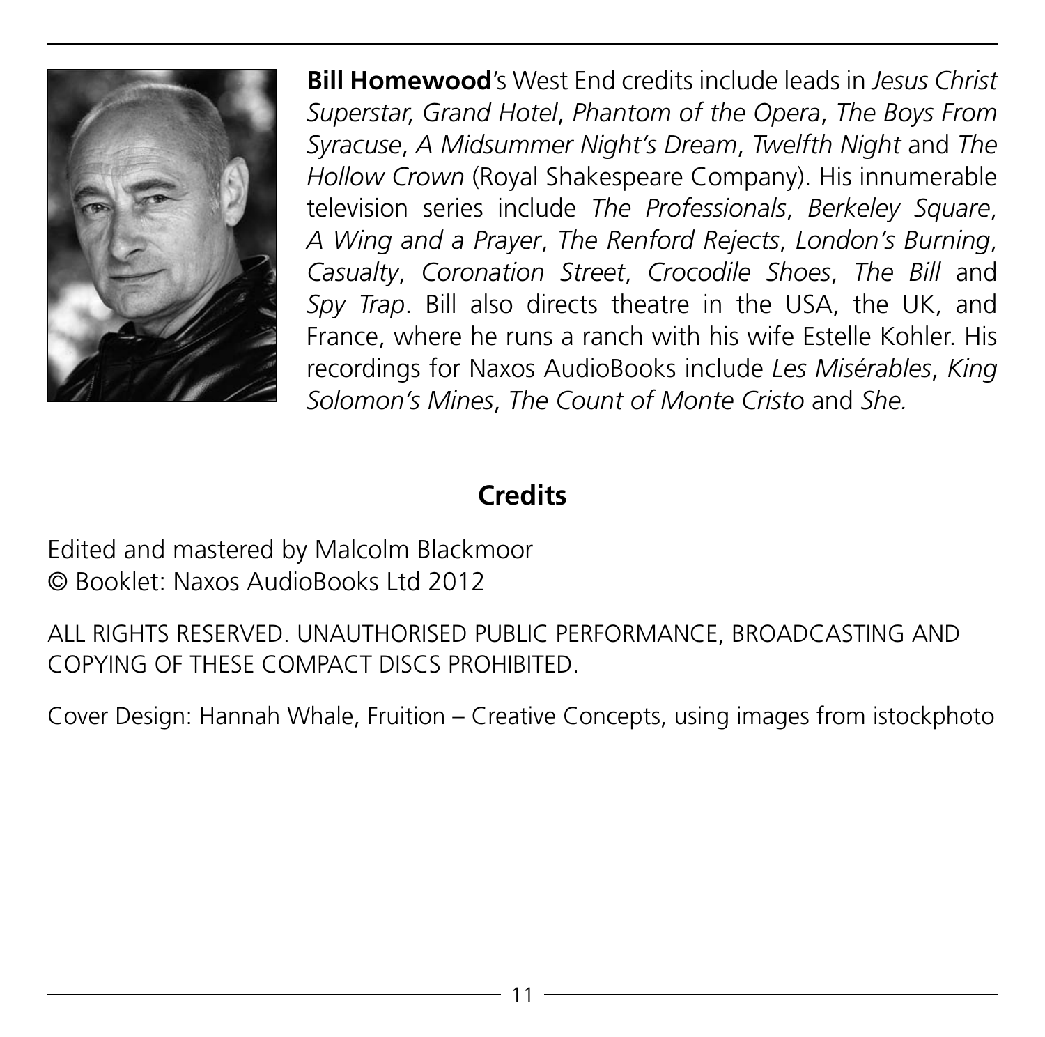**Bill Homewood**'s West End credits include leads in *Jesus Christ Superstar*, *Grand Hotel*, *Phantom of the Opera*, *The Boys From Syracuse*, *A Midsummer Night's Dream*, *Twelfth Night* and *The Hollow Crown* (Royal Shakespeare Company). His innumerable television series include *The Professionals*, *Berkeley Square*, *A Wing and a Prayer*, *The Renford Rejects*, *London's Burning*, *Casualty*, *Coronation Street*, *Crocodile Shoes*, *The Bill* and *Spy Trap*. Bill also directs theatre in the USA, the UK, and France, where he runs a ranch with his wife Estelle Kohler. His recordings for Naxos AudioBooks include *Les Misérables*, *King Solomon's Mines*, *The Count of Monte Cristo* and *She.*

## Credits

Edited and mastered by Malcolm Blackmoor
© Booklet: Naxos AudioBooks Ltd 2012

ALL RIGHTS RESERVED. UNAUTHORISED PUBLIC PERFORMANCE, BROADCASTING AND COPYING OF THESE COMPACT DISCS PROHIBITED.

Cover Design: Hannah Whale, Fruition – Creative Concepts, using images from istockphoto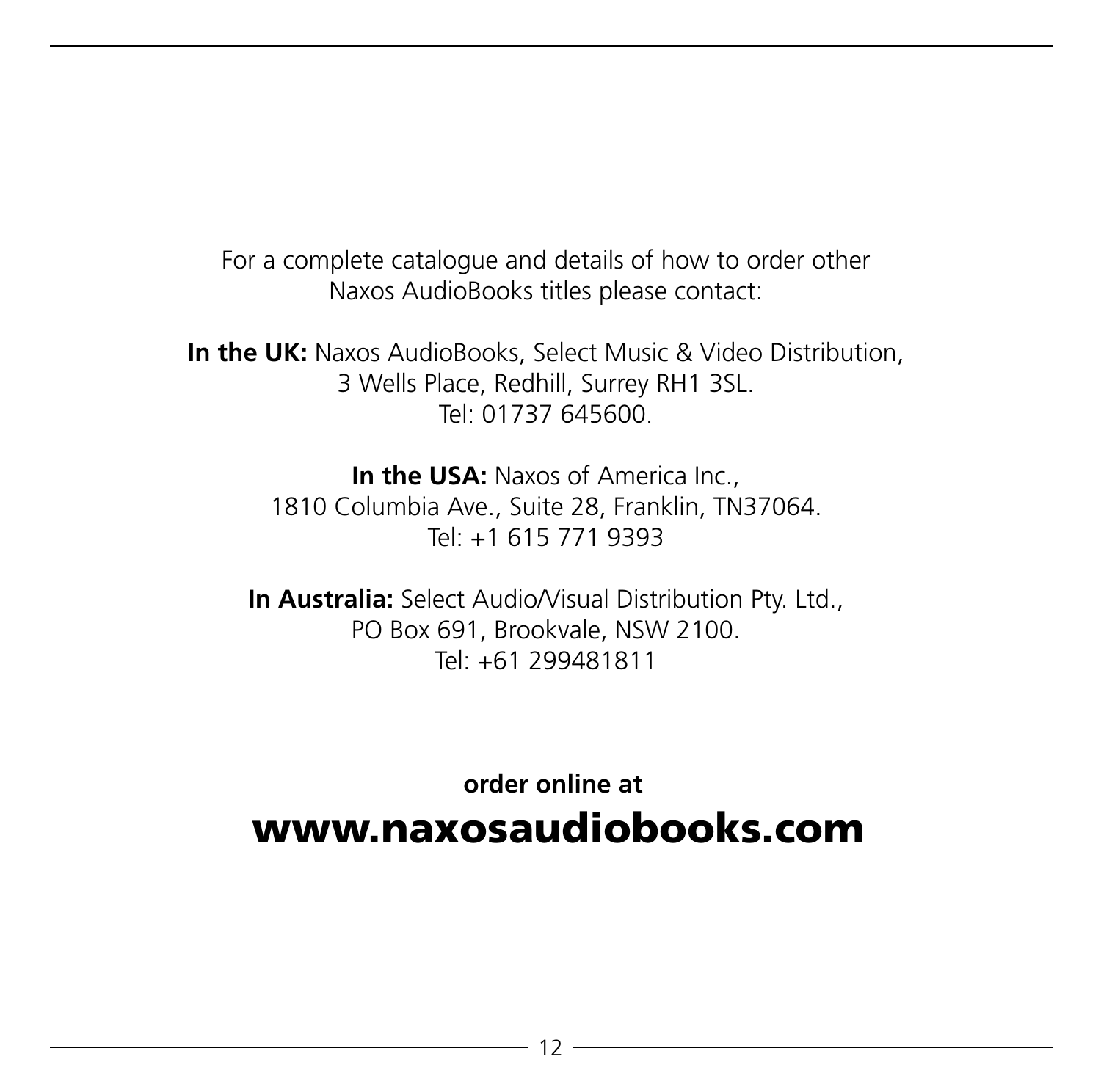For a complete catalogue and details of how to order other Naxos AudioBooks titles please contact:

**In the UK:** Naxos AudioBooks, Select Music & Video Distribution, 3 Wells Place, Redhill, Surrey RH1 3SL.
Tel: 01737 645600.

**In the USA:** Naxos of America Inc., 1810 Columbia Ave., Suite 28, Franklin, TN37064.
Tel: +1 615 771 9393

**In Australia:** Select Audio/Visual Distribution Pty. Ltd., PO Box 691, Brookvale, NSW 2100.
Tel: +61 299481811

**order online at**

**www.naxosaudiobooks.com**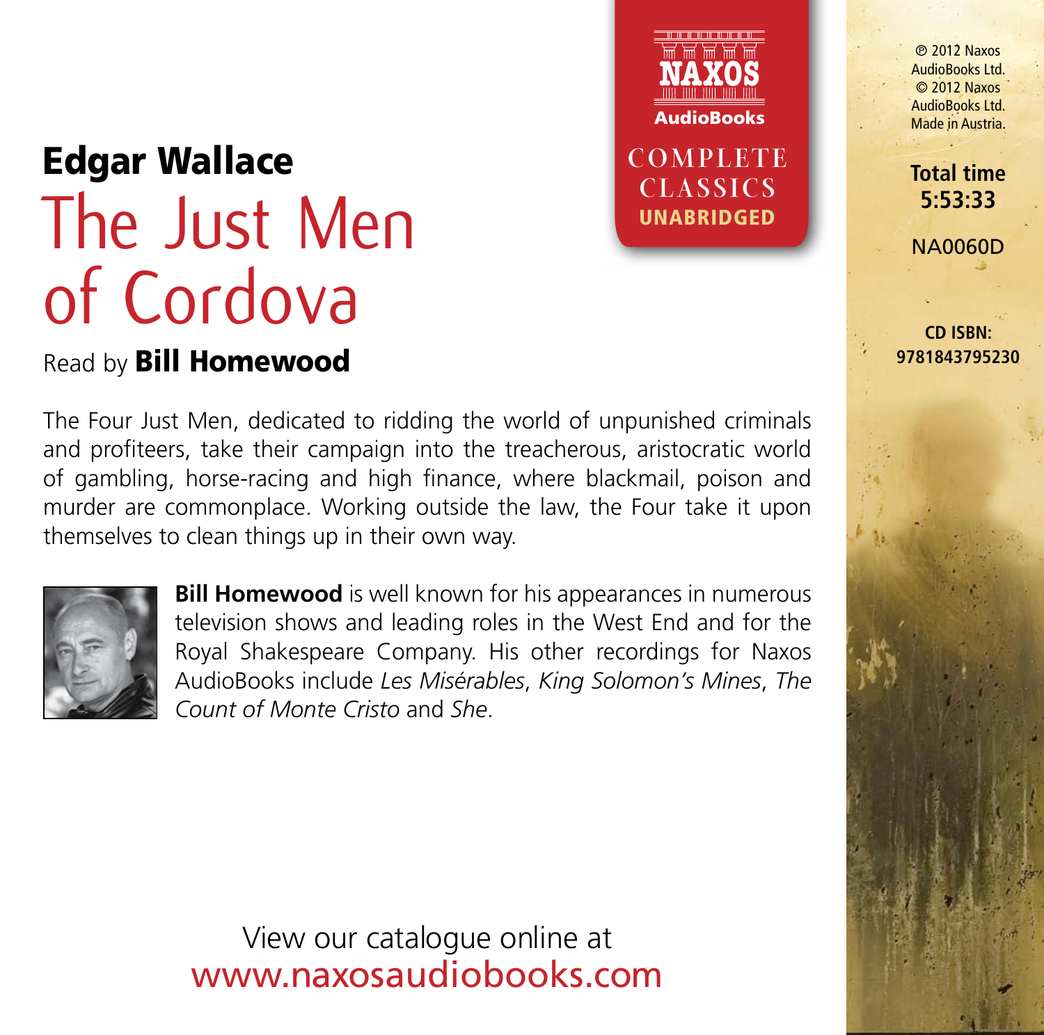**Edgar Wallace**

# The Just Men of Cordova

Read by **Bill Homewood**

NAXOS AudioBooks

COMPLETE CLASSICS
UNABRIDGED

The Four Just Men, dedicated to ridding the world of unpunished criminals and profiteers, take their campaign into the treacherous, aristocratic world of gambling, horse-racing and high finance, where blackmail, poison and murder are commonplace. Working outside the law, the Four take it upon themselves to clean things up in their own way.

**Bill Homewood** is well known for his appearances in numerous television shows and leading roles in the West End and for the Royal Shakespeare Company. His other recordings for Naxos AudioBooks include *Les Misérables*, *King Solomon's Mines*, *The Count of Monte Cristo* and *She*.

View our catalogue online at
www.naxosaudiobooks.com

℗ 2012 Naxos AudioBooks Ltd.
© 2012 Naxos AudioBooks Ltd.
Made in Austria.

**Total time**
**5:53:33**

NA0060D

**CD ISBN:**
**9781843795230**